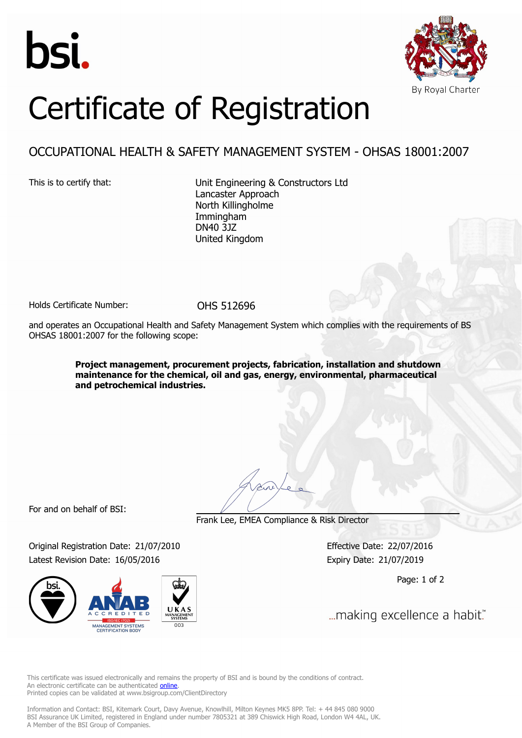bsi.

By Royal Charter

# Certificate of Registration

## OCCUPATIONAL HEALTH & SAFETY MANAGEMENT SYSTEM - OHSAS 18001:2007

This is to certify that:

Unit Engineering & Constructors Ltd
Lancaster Approach
North Killingholme
Immingham
DN40 3JZ
United Kingdom

Holds Certificate Number: OHS 512696

and operates an Occupational Health and Safety Management System which complies with the requirements of BS OHSAS 18001:2007 for the following scope:

**Project management, procurement projects, fabrication, installation and shutdown maintenance for the chemical, oil and gas, energy, environmental, pharmaceutical and petrochemical industries.**

For and on behalf of BSI:

Frank Lee, EMEA Compliance & Risk Director

Original Registration Date: 21/07/2010
Latest Revision Date: 16/05/2016

Effective Date: 22/07/2016
Expiry Date: 21/07/2019

ANAB ACCREDITED ISO/IEC 17021 MANAGEMENT SYSTEMS CERTIFICATION BODY

UKAS MANAGEMENT SYSTEMS 003

...making excellence a habit.™

This certificate was issued electronically and remains the property of BSI and is bound by the conditions of contract.
An electronic certificate can be authenticated online.
Printed copies can be validated at www.bsigroup.com/ClientDirectory

Information and Contact: BSI, Kitemark Court, Davy Avenue, Knowlhill, Milton Keynes MK5 8PP. Tel: + 44 845 080 9000
BSI Assurance UK Limited, registered in England under number 7805321 at 389 Chiswick High Road, London W4 4AL, UK.
A Member of the BSI Group of Companies.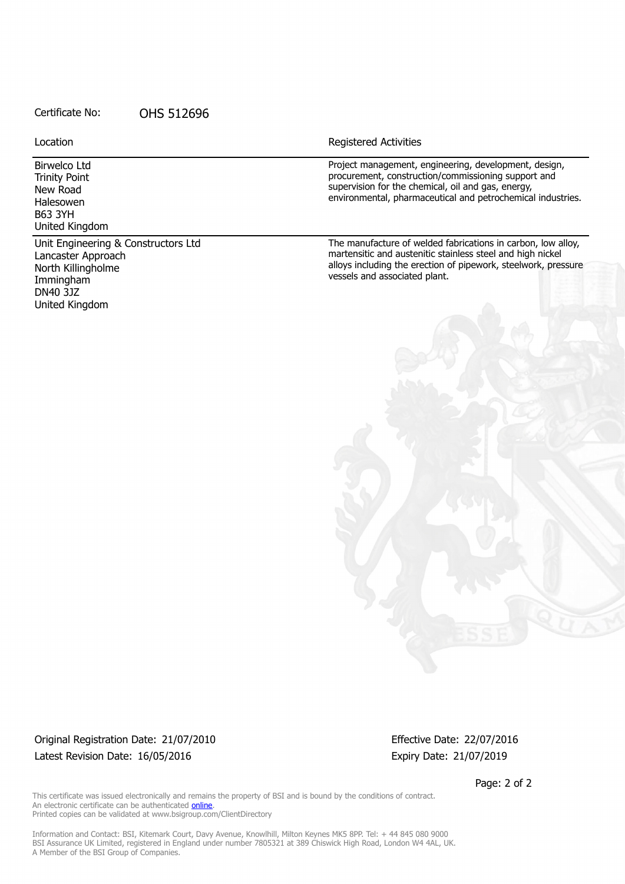Certificate No: OHS 512696

| Location | Registered Activities |
|---|---|
| Birwelco Ltd<br>Trinity Point<br>New Road<br>Halesowen<br>B63 3YH<br>United Kingdom | Project management, engineering, development, design, procurement, construction/commissioning support and supervision for the chemical, oil and gas, energy, environmental, pharmaceutical and petrochemical industries. |
| Unit Engineering & Constructors Ltd<br>Lancaster Approach<br>North Killingholme<br>Immingham<br>DN40 3JZ<br>United Kingdom | The manufacture of welded fabrications in carbon, low alloy, martensitic and austenitic stainless steel and high nickel alloys including the erection of pipework, steelwork, pressure vessels and associated plant. |

Original Registration Date: 21/07/2010

Latest Revision Date: 16/05/2016

Effective Date: 22/07/2016

Expiry Date: 21/07/2019

This certificate was issued electronically and remains the property of BSI and is bound by the conditions of contract.
An electronic certificate can be authenticated online.
Printed copies can be validated at www.bsigroup.com/ClientDirectory

Information and Contact: BSI, Kitemark Court, Davy Avenue, Knowlhill, Milton Keynes MK5 8PP. Tel: + 44 845 080 9000
BSI Assurance UK Limited, registered in England under number 7805321 at 389 Chiswick High Road, London W4 4AL, UK.
A Member of the BSI Group of Companies.